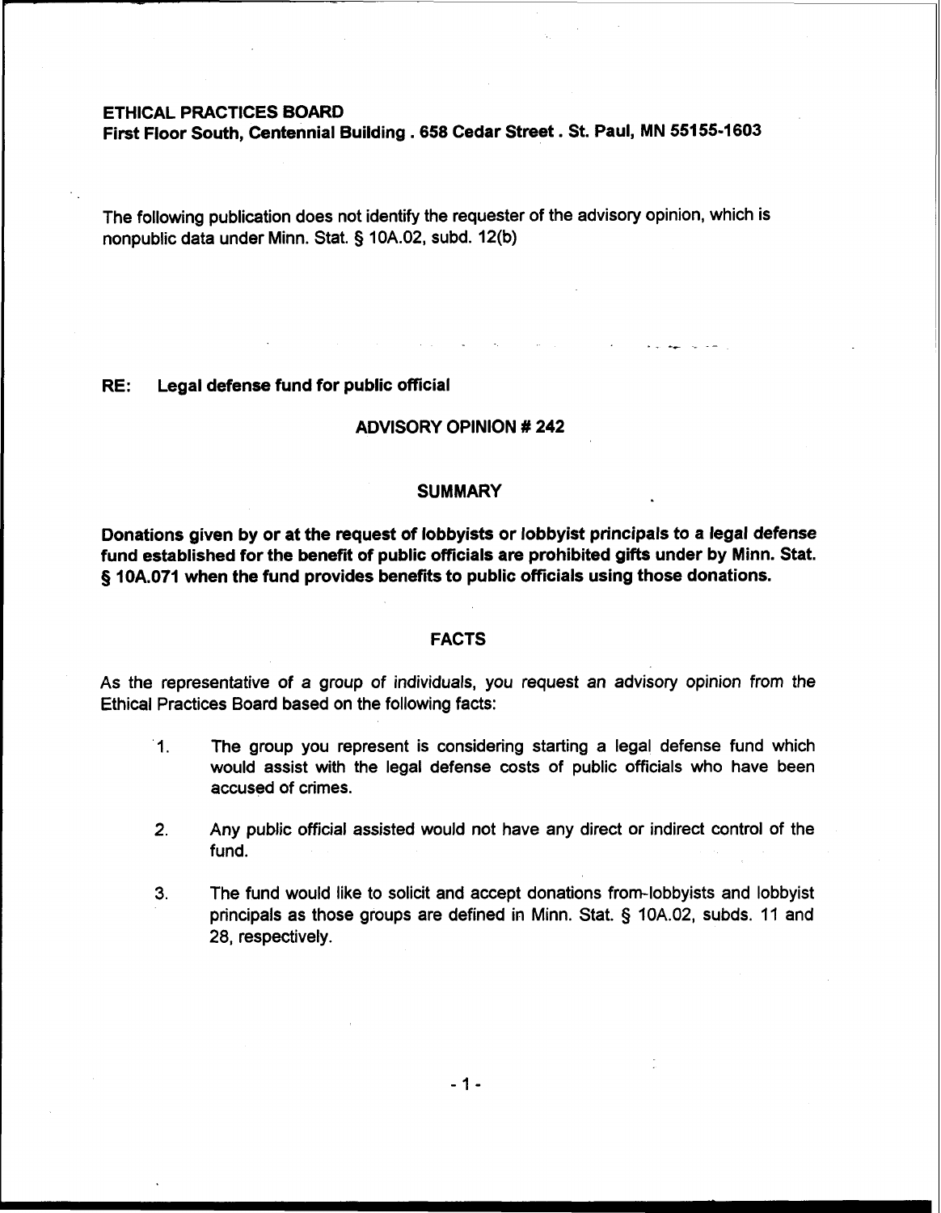**ETHICAL PRACTICES BOARD**
**First Floor South, Centennial Building . 658 Cedar Street . St. Paul, MN 55155-1603**

The following publication does not identify the requester of the advisory opinion, which is nonpublic data under Minn. Stat. § 10A.02, subd. 12(b)

**RE: Legal defense fund for public official**

## ADVISORY OPINION # 242

## SUMMARY

**Donations given by or at the request of lobbyists or lobbyist principals to a legal defense fund established for the benefit of public officials are prohibited gifts under by Minn. Stat. § 10A.071 when the fund provides benefits to public officials using those donations.**

## FACTS

As the representative of a group of individuals, you request an advisory opinion from the Ethical Practices Board based on the following facts:

1. The group you represent is considering starting a legal defense fund which would assist with the legal defense costs of public officials who have been accused of crimes.

2. Any public official assisted would not have any direct or indirect control of the fund.

3. The fund would like to solicit and accept donations from-lobbyists and lobbyist principals as those groups are defined in Minn. Stat. § 10A.02, subds. 11 and 28, respectively.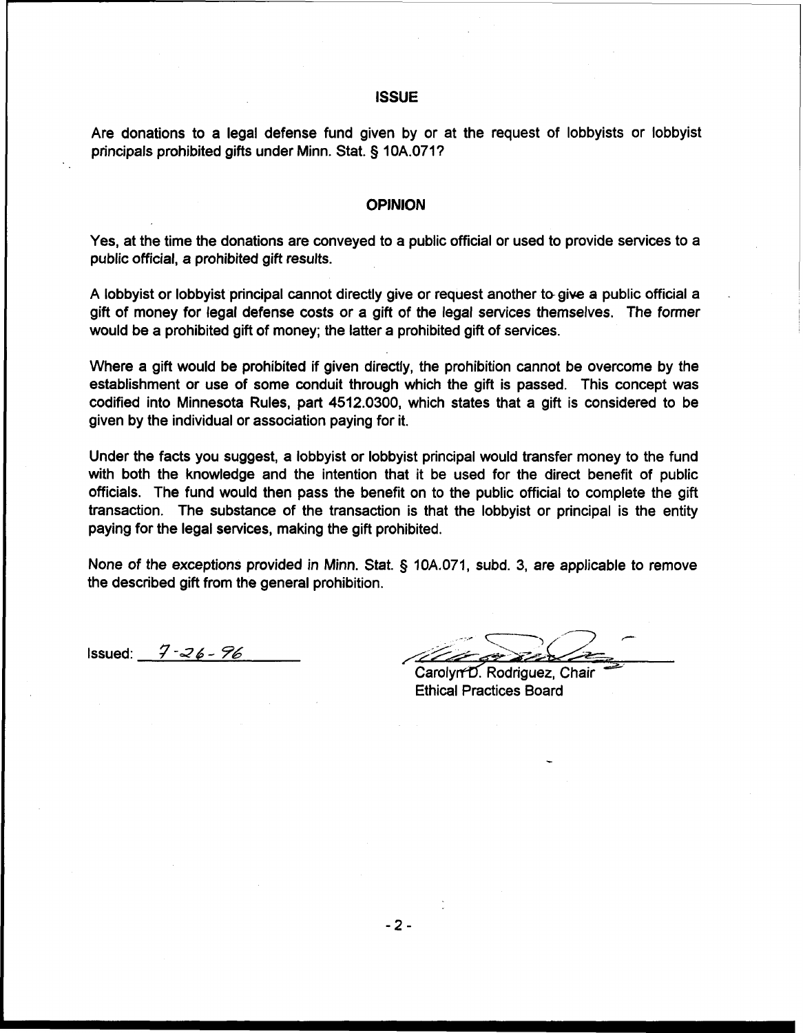## ISSUE

Are donations to a legal defense fund given by or at the request of lobbyists or lobbyist principals prohibited gifts under Minn. Stat. § 10A.071?

## OPINION

Yes, at the time the donations are conveyed to a public official or used to provide services to a public official, a prohibited gift results.

A lobbyist or lobbyist principal cannot directly give or request another to give a public official a gift of money for legal defense costs or a gift of the legal services themselves. The former would be a prohibited gift of money; the latter a prohibited gift of services.

Where a gift would be prohibited if given directly, the prohibition cannot be overcome by the establishment or use of some conduit through which the gift is passed. This concept was codified into Minnesota Rules, part 4512.0300, which states that a gift is considered to be given by the individual or association paying for it.

Under the facts you suggest, a lobbyist or lobbyist principal would transfer money to the fund with both the knowledge and the intention that it be used for the direct benefit of public officials. The fund would then pass the benefit on to the public official to complete the gift transaction. The substance of the transaction is that the lobbyist or principal is the entity paying for the legal services, making the gift prohibited.

None of the exceptions provided in Minn. Stat. § 10A.071, subd. 3, are applicable to remove the described gift from the general prohibition.

Issued: 7-26-96

Carolyn D. Rodriguez, Chair
Ethical Practices Board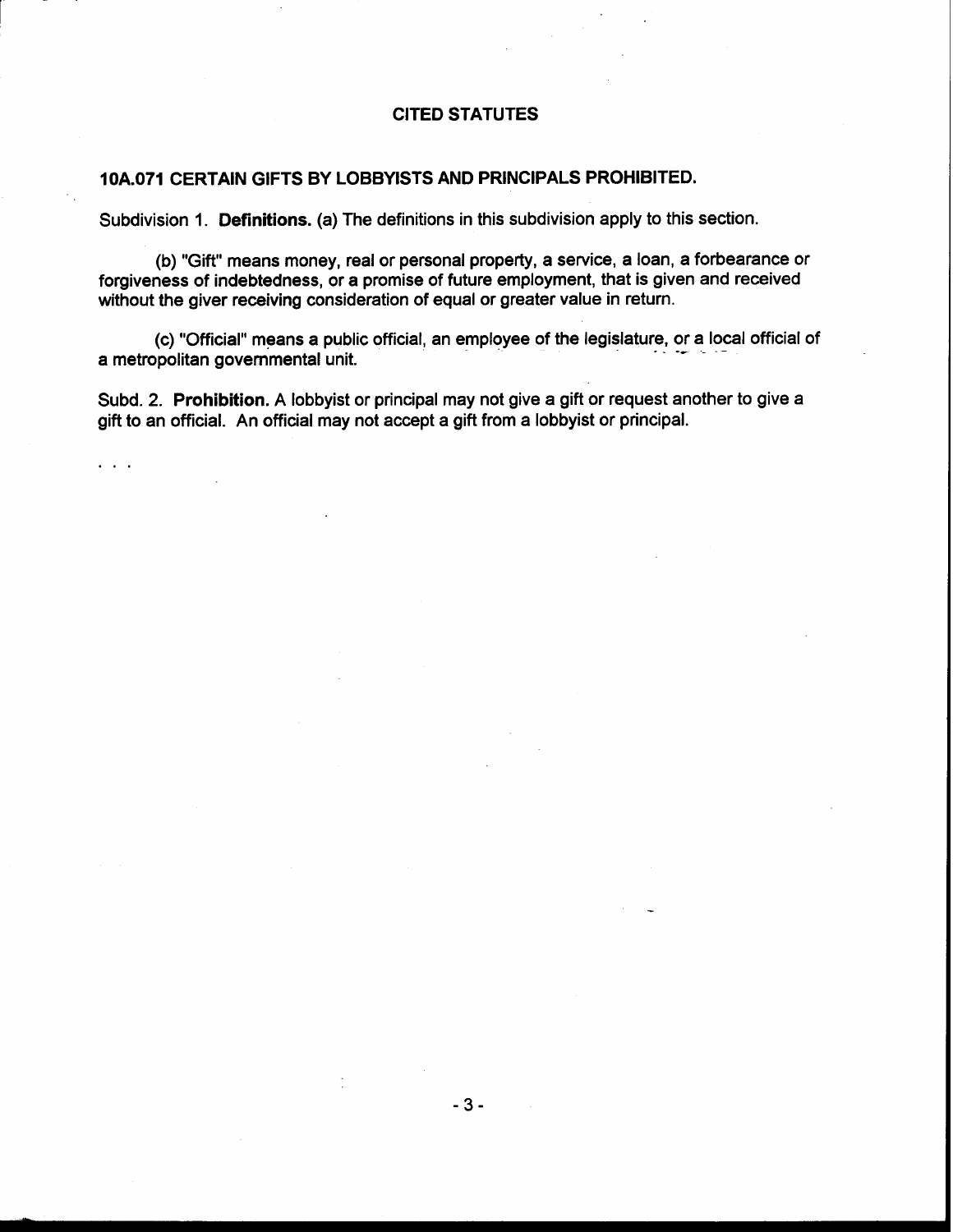## CITED STATUTES

### 10A.071 CERTAIN GIFTS BY LOBBYISTS AND PRINCIPALS PROHIBITED.

Subdivision 1. **Definitions.** (a) The definitions in this subdivision apply to this section.

(b) "Gift" means money, real or personal property, a service, a loan, a forbearance or forgiveness of indebtedness, or a promise of future employment, that is given and received without the giver receiving consideration of equal or greater value in return.

(c) "Official" means a public official, an employee of the legislature, or a local official of a metropolitan governmental unit.

Subd. 2. **Prohibition.** A lobbyist or principal may not give a gift or request another to give a gift to an official. An official may not accept a gift from a lobbyist or principal.

. . .